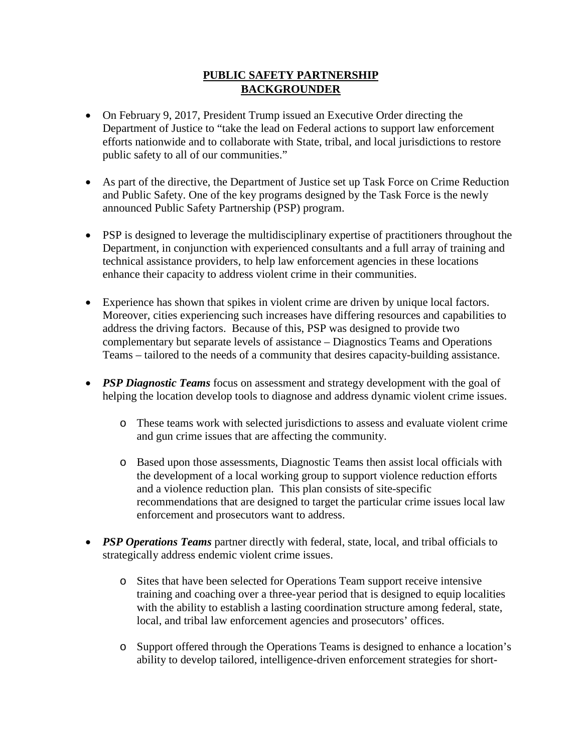# **PUBLIC SAFETY PARTNERSHIP BACKGROUNDER**

- On February 9, 2017, President Trump issued an Executive Order directing the Department of Justice to "take the lead on Federal actions to support law enforcement efforts nationwide and to collaborate with State, tribal, and local jurisdictions to restore public safety to all of our communities."

- As part of the directive, the Department of Justice set up Task Force on Crime Reduction and Public Safety. One of the key programs designed by the Task Force is the newly announced Public Safety Partnership (PSP) program.

- PSP is designed to leverage the multidisciplinary expertise of practitioners throughout the Department, in conjunction with experienced consultants and a full array of training and technical assistance providers, to help law enforcement agencies in these locations enhance their capacity to address violent crime in their communities.

- Experience has shown that spikes in violent crime are driven by unique local factors. Moreover, cities experiencing such increases have differing resources and capabilities to address the driving factors. Because of this, PSP was designed to provide two complementary but separate levels of assistance – Diagnostics Teams and Operations Teams – tailored to the needs of a community that desires capacity-building assistance.

- ***PSP Diagnostic Teams*** focus on assessment and strategy development with the goal of helping the location develop tools to diagnose and address dynamic violent crime issues.
  - These teams work with selected jurisdictions to assess and evaluate violent crime and gun crime issues that are affecting the community.
  - Based upon those assessments, Diagnostic Teams then assist local officials with the development of a local working group to support violence reduction efforts and a violence reduction plan. This plan consists of site-specific recommendations that are designed to target the particular crime issues local law enforcement and prosecutors want to address.

- ***PSP Operations Teams*** partner directly with federal, state, local, and tribal officials to strategically address endemic violent crime issues.
  - Sites that have been selected for Operations Team support receive intensive training and coaching over a three-year period that is designed to equip localities with the ability to establish a lasting coordination structure among federal, state, local, and tribal law enforcement agencies and prosecutors' offices.
  - Support offered through the Operations Teams is designed to enhance a location's ability to develop tailored, intelligence-driven enforcement strategies for short-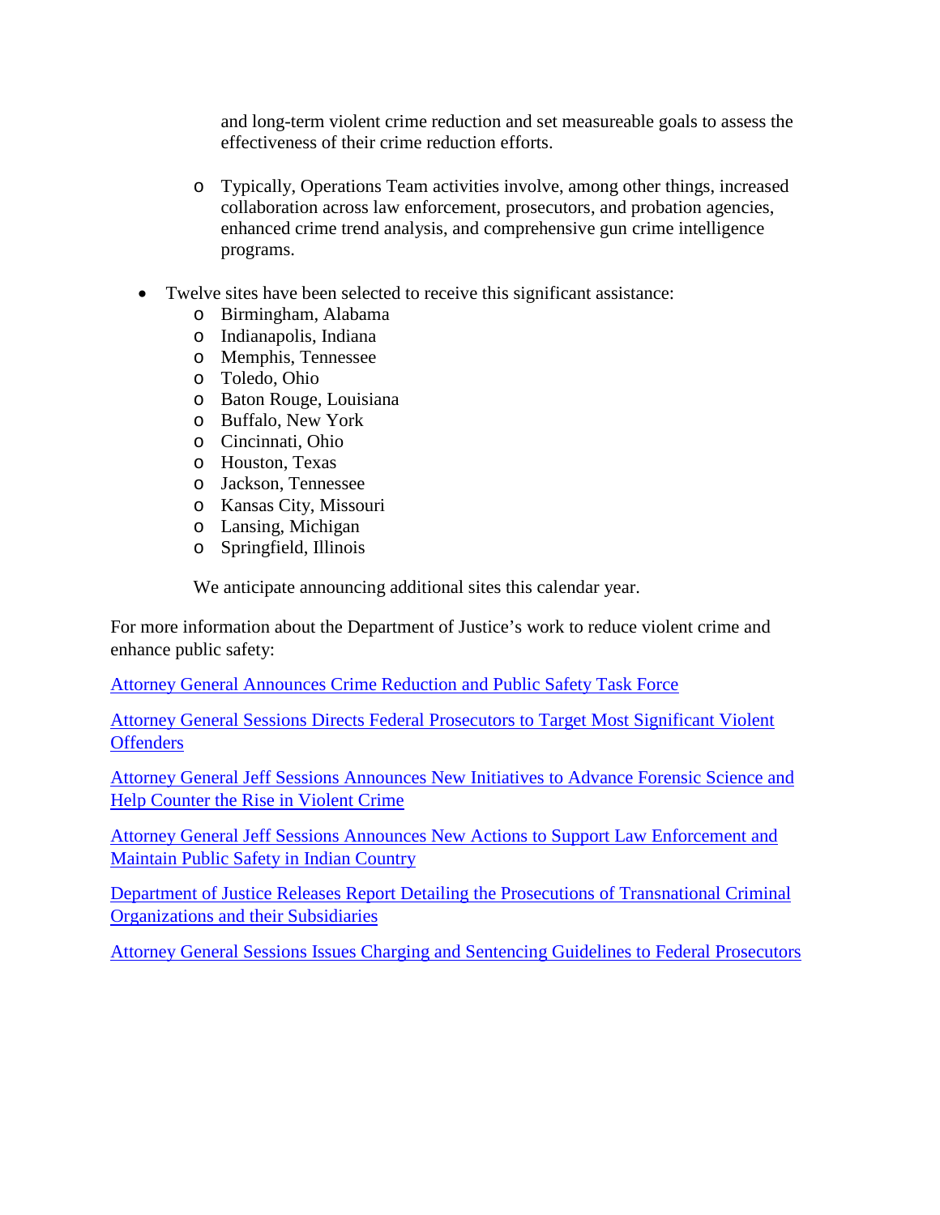and long-term violent crime reduction and set measureable goals to assess the effectiveness of their crime reduction efforts.

  - Typically, Operations Team activities involve, among other things, increased collaboration across law enforcement, prosecutors, and probation agencies, enhanced crime trend analysis, and comprehensive gun crime intelligence programs.

- Twelve sites have been selected to receive this significant assistance:
  - Birmingham, Alabama
  - Indianapolis, Indiana
  - Memphis, Tennessee
  - Toledo, Ohio
  - Baton Rouge, Louisiana
  - Buffalo, New York
  - Cincinnati, Ohio
  - Houston, Texas
  - Jackson, Tennessee
  - Kansas City, Missouri
  - Lansing, Michigan
  - Springfield, Illinois

  We anticipate announcing additional sites this calendar year.

For more information about the Department of Justice's work to reduce violent crime and enhance public safety:

Attorney General Announces Crime Reduction and Public Safety Task Force

Attorney General Sessions Directs Federal Prosecutors to Target Most Significant Violent Offenders

Attorney General Jeff Sessions Announces New Initiatives to Advance Forensic Science and Help Counter the Rise in Violent Crime

Attorney General Jeff Sessions Announces New Actions to Support Law Enforcement and Maintain Public Safety in Indian Country

Department of Justice Releases Report Detailing the Prosecutions of Transnational Criminal Organizations and their Subsidiaries

Attorney General Sessions Issues Charging and Sentencing Guidelines to Federal Prosecutors